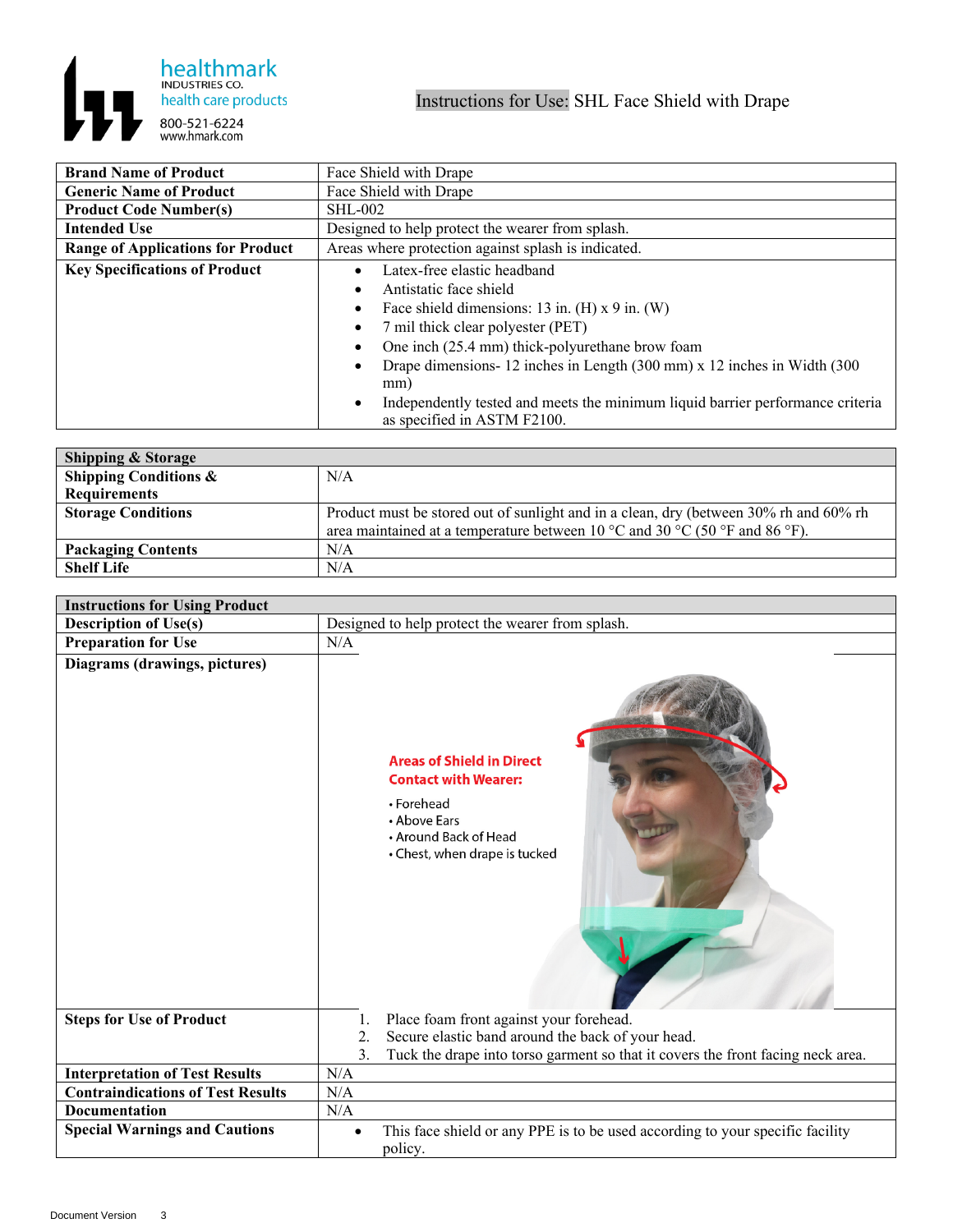healthmark
INDUSTRIES CO.
health care products
800-521-6224
www.hmark.com

# Instructions for Use: SHL Face Shield with Drape

| | |
|---|---|
| **Brand Name of Product** | Face Shield with Drape |
| **Generic Name of Product** | Face Shield with Drape |
| **Product Code Number(s)** | SHL-002 |
| **Intended Use** | Designed to help protect the wearer from splash. |
| **Range of Applications for Product** | Areas where protection against splash is indicated. |
| **Key Specifications of Product** | • Latex-free elastic headband<br>• Antistatic face shield<br>• Face shield dimensions: 13 in. (H) x 9 in. (W)<br>• 7 mil thick clear polyester (PET)<br>• One inch (25.4 mm) thick-polyurethane brow foam<br>• Drape dimensions- 12 inches in Length (300 mm) x 12 inches in Width (300 mm)<br>• Independently tested and meets the minimum liquid barrier performance criteria as specified in ASTM F2100. |

| **Shipping & Storage** | |
|---|---|
| **Shipping Conditions & Requirements** | N/A |
| **Storage Conditions** | Product must be stored out of sunlight and in a clean, dry (between 30% rh and 60% rh area maintained at a temperature between 10 °C and 30 °C (50 °F and 86 °F). |
| **Packaging Contents** | N/A |
| **Shelf Life** | N/A |

| **Instructions for Using Product** | |
|---|---|
| **Description of Use(s)** | Designed to help protect the wearer from splash. |
| **Preparation for Use** | N/A |
| **Diagrams (drawings, pictures)** | **Areas of Shield in Direct Contact with Wearer:**<br>• Forehead<br>• Above Ears<br>• Around Back of Head<br>• Chest, when drape is tucked |
| **Steps for Use of Product** | 1. Place foam front against your forehead.<br>2. Secure elastic band around the back of your head.<br>3. Tuck the drape into torso garment so that it covers the front facing neck area. |
| **Interpretation of Test Results** | N/A |
| **Contraindications of Test Results** | N/A |
| **Documentation** | N/A |
| **Special Warnings and Cautions** | • This face shield or any PPE is to be used according to your specific facility policy. |

Document Version 3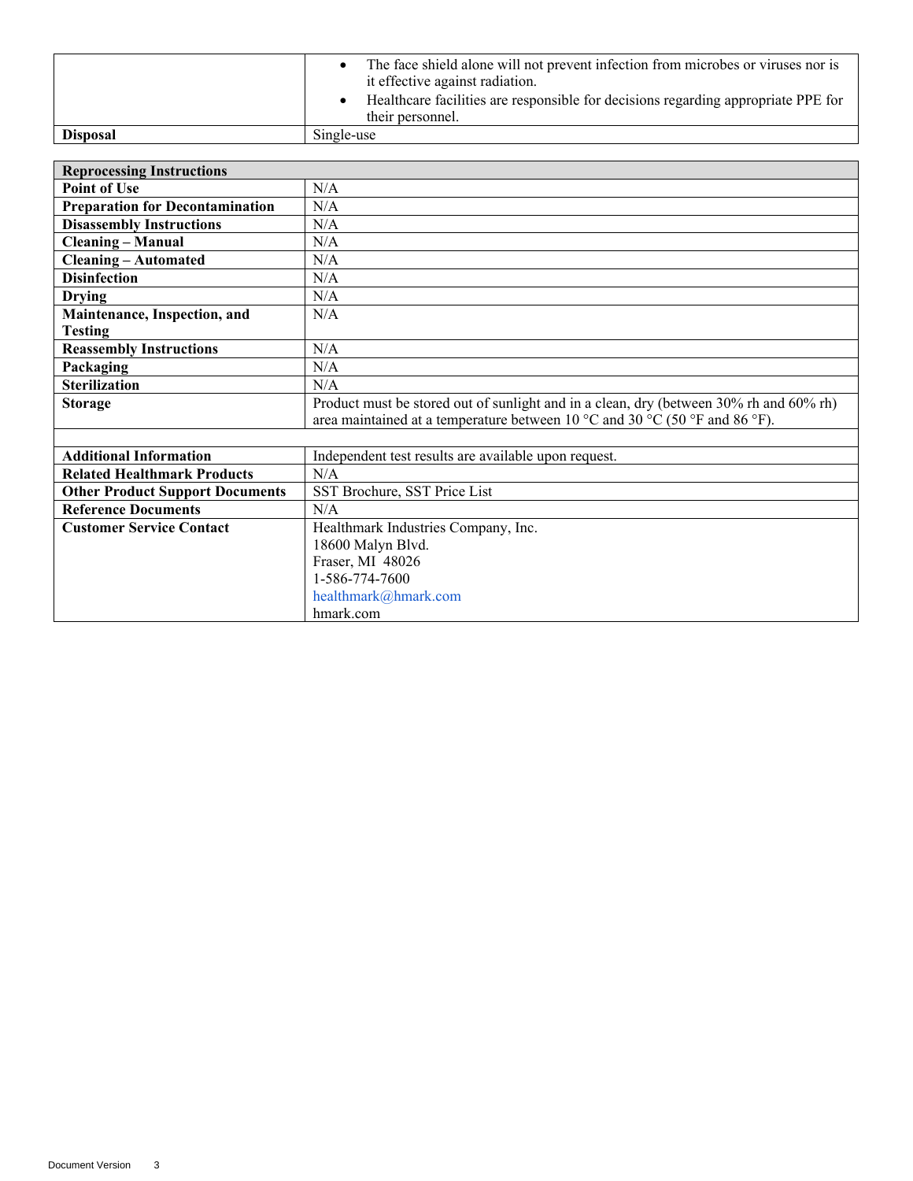| | |
|---|---|
| | • The face shield alone will not prevent infection from microbes or viruses nor is it effective against radiation.<br>• Healthcare facilities are responsible for decisions regarding appropriate PPE for their personnel. |
| **Disposal** | Single-use |

| **Reprocessing Instructions** | |
|---|---|
| **Point of Use** | N/A |
| **Preparation for Decontamination** | N/A |
| **Disassembly Instructions** | N/A |
| **Cleaning – Manual** | N/A |
| **Cleaning – Automated** | N/A |
| **Disinfection** | N/A |
| **Drying** | N/A |
| **Maintenance, Inspection, and Testing** | N/A |
| **Reassembly Instructions** | N/A |
| **Packaging** | N/A |
| **Sterilization** | N/A |
| **Storage** | Product must be stored out of sunlight and in a clean, dry (between 30% rh and 60% rh) area maintained at a temperature between 10 °C and 30 °C (50 °F and 86 °F). |
| | |
| **Additional Information** | Independent test results are available upon request. |
| **Related Healthmark Products** | N/A |
| **Other Product Support Documents** | SST Brochure, SST Price List |
| **Reference Documents** | N/A |
| **Customer Service Contact** | Healthmark Industries Company, Inc.<br>18600 Malyn Blvd.<br>Fraser, MI 48026<br>1-586-774-7600<br>healthmark@hmark.com<br>hmark.com |

Document Version 3